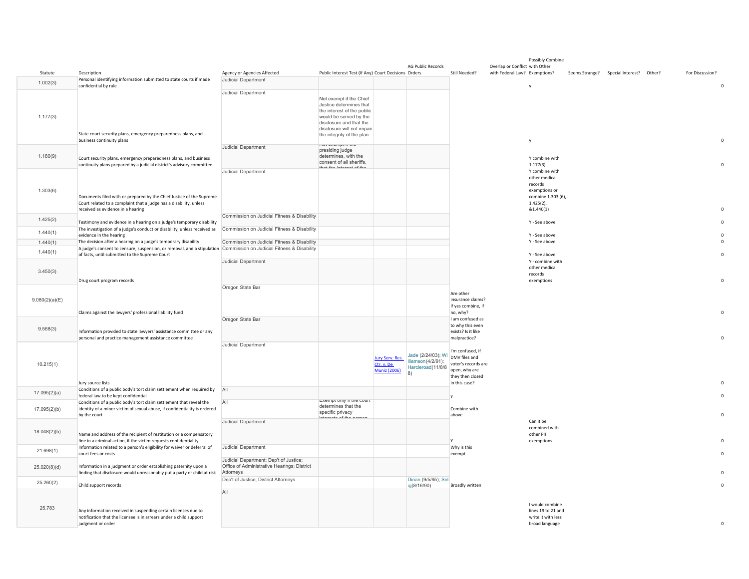| Statute | Description | Agency or Agencies Affected | Public Interest Test (If Any) | Court Decisions | AG Public Records Orders | Still Needed? | Overlap or Conflict with Federal Law? | Possibly Combine with Other Exemptions? | Seems Strange? | Special Interest? | Other? | For Discussion? |
|---|---|---|---|---|---|---|---|---|---|---|---|---|
| 1.002(3) | Personal identifying information submitted to state courts if made confidential by rule | Judicial Department | | | | | | y | | | | 0 |
| 1.177(3) | State court security plans, emergency preparedness plans, and business continuity plans | Judicial Department | Not exempt if the Chief Justice determines that the interest of the public would be served by the disclosure and that the disclosure will not impair the integrity of the plan. | | | | | y | | | | 0 |
| 1.180(9) | Court security plans, emergency preparedness plans, and business continuity plans prepared by a judicial district's advisory committee | Judicial Department | Not exempt if the presiding judge determines, with the consent of all sheriffs, that the interest of the | | | | | Y combine with 1.177(3) | | | | 0 |
| 1.303(6) | Documents filed with or prepared by the Chief Justice of the Supreme Court related to a complaint that a judge has a disability, unless received as evidence in a hearing | Judicial Department | | | | | | Y combine with other medical records exemptions or combine 1.303 (6), 1.425(2), &1.440(1) | | | | 0 |
| 1.425(2) | Testimony and evidence in a hearing on a judge's temporary disability | Commission on Judicial Fitness & Disability | | | | | | Y - See above | | | | 0 |
| 1.440(1) | The investigation of a judge's conduct or disability, unless received as evidence in the hearing | Commission on Judicial Fitness & Disability | | | | | | Y - See above | | | | 0 |
| 1.440(1) | The decision after a hearing on a judge's temporary disability | Commission on Judicial Fitness & Disability | | | | | | Y - See above | | | | 0 |
| 1.440(1) | A judge's consent to censure, suspension, or removal, and a stipulation of facts, until submitted to the Supreme Court | Commission on Judicial Fitness & Disability | | | | | | Y - See above | | | | 0 |
| 3.450(3) | Drug court program records | Judicial Department | | | | | | Y - combine with other medical records exemptions | | | | 0 |
| 9.080(2)(a)(E) | Claims against the lawyers' professional liability fund | Oregon State Bar | | | | Are other insurance claims? If yes combine, if no, why? | | | | | | 0 |
| 9.568(3) | Information provided to state lawyers' assistance committee or any personal and practice management assistance committee | Oregon State Bar | | | | I am confused as to why this even exists? Is it like malpractice? | | | | | | 0 |
| 10.215(1) | Jury source lists | Judicial Department | | Jury Serv. Res. Ctr. v. De Muniz (2006) | Jade (2/24/03); Williamson(4/2/91); Harcleroad(11/8/88) | I'm confused, if DMV files and voter's records are open, why are they then closed in this case? | | | | | | 0 |
| 17.095(2)(a) | Conditions of a public body's tort claim settlement when required by federal law to be kept confidential | All | | | | y | | | | | | 0 |
| 17.095(2)(b) | Conditions of a public body's tort claim settlement that reveal the identity of a minor victim of sexual abuse, if confidentiality is ordered by the court | All | Exempt only if the court determines that the specific privacy interests of the person | | | Combine with above | | | | | | 0 |
| 18.048(2)(b) | Name and address of the recipient of restitution or a compensatory fine in a criminal action, if the victim requests confidentiality | Judicial Department | | | | Y | | Can it be combined with other PII exemptions | | | | 0 |
| 21.698(1) | Information related to a person's eligibility for waiver or deferral of court fees or costs | Judicial Department | | | | Why is this exempt | | | | | | 0 |
| 25.020(8)(d) | Information in a judgment or order establishing paternity upon a finding that disclosure would unreasonably put a party or child at risk | Judicial Department; Dep't of Justice; Office of Administrative Hearings; District Attorneys | | | | | | | | | | 0 |
| 25.260(2) | Child support records | Dep't of Justice; District Attorneys | | | Dinan (9/5/95); Selig(8/16/90) | Broadly written | | | | | | 0 |
| 25.783 | Any information received in suspending certain licenses due to notification that the licensee is in arrears under a child support judgment or order | All | | | | | | I would combine lines 19 to 21 and write it with less broad language | | | | 0 |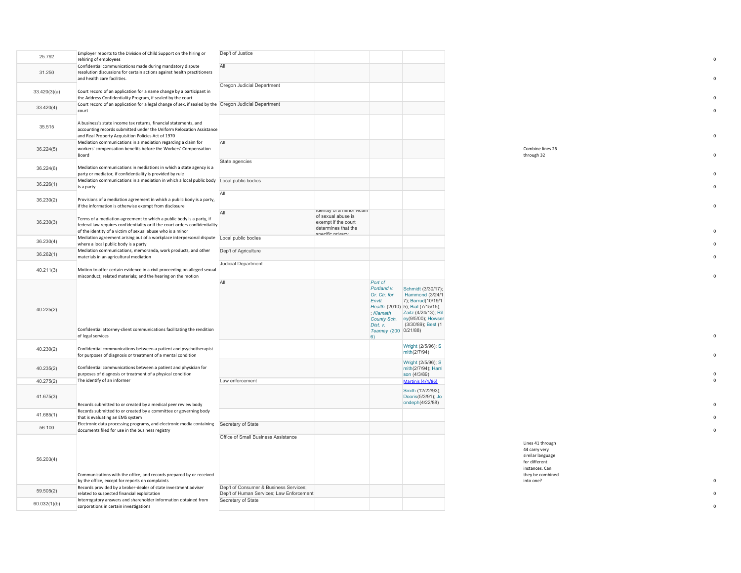| | | | | | | | |
|---|---|---|---|---|---|---|---|
| 25.792 | Employer reports to the Division of Child Support on the hiring or rehiring of employees | Dep't of Justice | | | | | 0 |
| 31.250 | Confidential communications made during mandatory dispute resolution discussions for certain actions against health practitioners and health care facilities. | All | | | | | 0 |
| 33.420(3)(a) | Court record of an application for a name change by a participant in the Address Confidentiality Program, if sealed by the court | Oregon Judicial Department | | | | | 0 |
| 33.420(4) | Court record of an application for a legal change of sex, if sealed by the court | Oregon Judicial Department | | | | | 0 |
| 35.515 | A business's state income tax returns, financial statements, and accounting records submitted under the Uniform Relocation Assistance and Real Property Acquisition Policies Act of 1970 | | | | | | 0 |
| 36.224(5) | Mediation communications in a mediation regarding a claim for workers' compensation benefits before the Workers' Compensation Board | All | | | | Combine lines 26 through 32 | 0 |
| 36.224(6) | Mediation communications in mediations in which a state agency is a party or mediator, if confidentiality is provided by rule | State agencies | | | | | 0 |
| 36.226(1) | Mediation communications in a mediation in which a local public body is a party | Local public bodies | | | | | 0 |
| 36.230(2) | Provisions of a mediation agreement in which a public body is a party, if the information is otherwise exempt from disclosure | All | | | | | 0 |
| 36.230(3) | Terms of a mediation agreement to which a public body is a party, if federal law requires confidentiality or if the court orders confidentiality of the identity of a victim of sexual abuse who is a minor | All | Identity of a minor victim of sexual abuse is exempt if the court determines that the specific privacy | | | | 0 |
| 36.230(4) | Mediation agreement arising out of a workplace interpersonal dispute where a local public body is a party | Local public bodies | | | | | 0 |
| 36.262(1) | Mediation communications, memoranda, work products, and other materials in an agricultural mediation | Dep't of Agriculture | | | | | 0 |
| 40.211(3) | Motion to offer certain evidence in a civil proceeding on alleged sexual misconduct; related materials; and the hearing on the motion | Judicial Department | | | | | 0 |
| 40.225(2) | Confidential attorney-client communications facilitating the rendition of legal services | All | | *Port of Portland v. Or. Ctr. for Envtl. Health* (2010); *Klamath County Sch. Dist. v. Teamey* (2006) | Schmidt (3/30/17); Hammond (3/24/17); Borrud(10/19/15); Bial (7/15/15); Zaitz (4/24/13); Riley(9/5/00); Howser (3/30/89); Best (10/21/88) | | 0 |
| 40.230(2) | Confidential communications between a patient and psychotherapist for purposes of diagnosis or treatment of a mental condition | | | | Wright (2/5/96); Smith(2/7/94) | | 0 |
| 40.235(2) | Confidential communications between a patient and physician for purposes of diagnosis or treatment of a physical condition | | | | Wright (2/5/96); Smith(2/7/94); Harrison (4/3/89) | | 0 |
| 40.275(2) | The identify of an informer | Law enforcement | | | Martinis (4/4/86) | | 0 |
| 41.675(3) | Records submitted to or created by a medical peer review body | | | | Smith (12/22/93); Dooris(5/3/91); Joondeph(4/22/88) | | 0 |
| 41.685(1) | Records submitted to or created by a committee or governing body that is evaluating an EMS system | | | | | | 0 |
| 56.100 | Electronic data processing programs, and electronic media containing documents filed for use in the business registry | Secretary of State | | | | | 0 |
| 56.203(4) | Communications with the office, and records prepared by or received by the office, except for reports on complaints | Office of Small Business Assistance | | | | Lines 41 through 44 carry very similar language for different instances. Can they be combined into one? | 0 |
| 59.505(2) | Records provided by a broker-dealer of state investment adviser related to suspected financial exploitation | Dep't of Consumer & Business Services; Dep't of Human Services; Law Enforcement | | | | | 0 |
| 60.032(1)(b) | Interrogatory answers and shareholder information obtained from corporations in certain investigations | Secretary of State | | | | | 0 |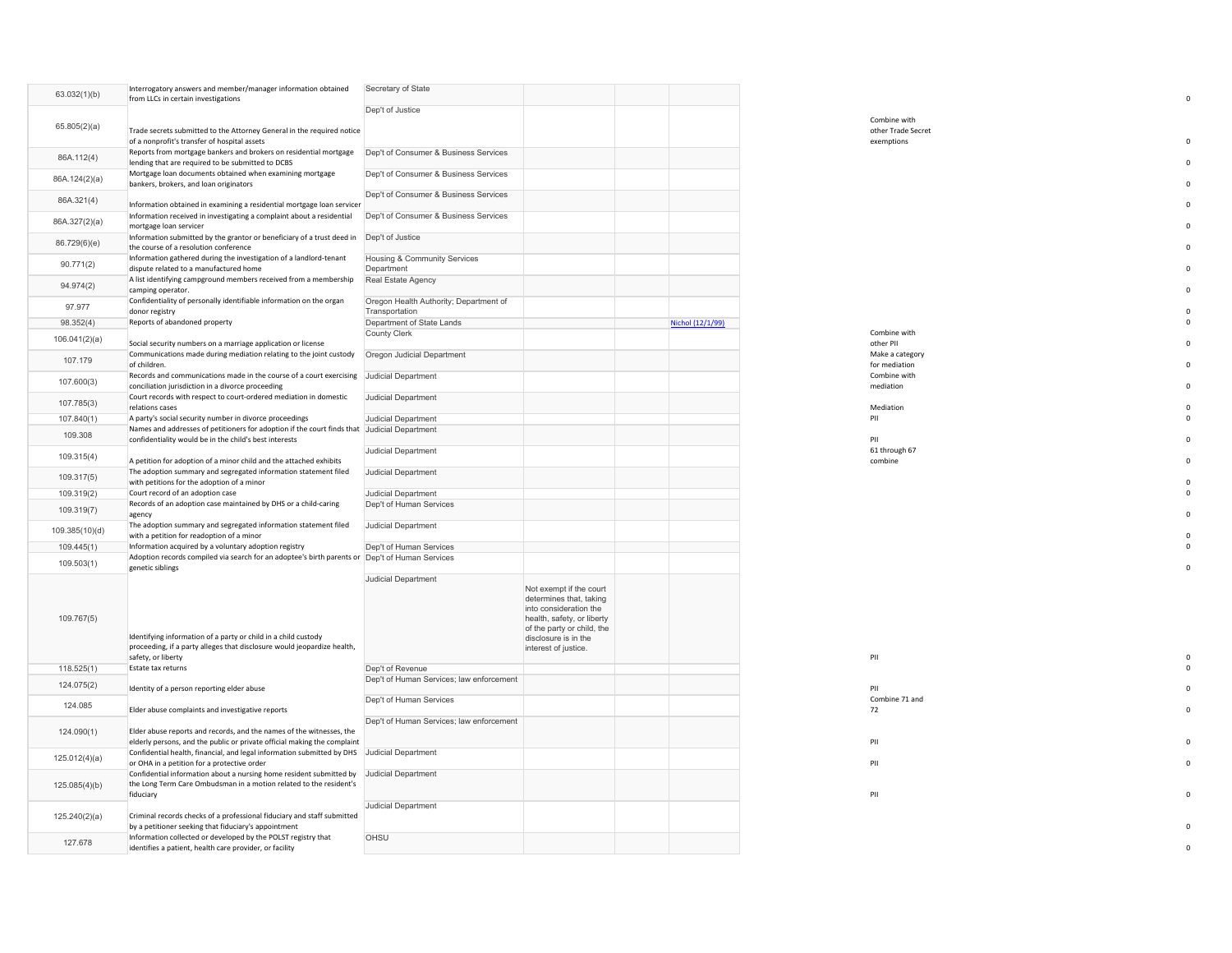| | | | | | | | |
|---|---|---|---|---|---|---|---|
| 63.032(1)(b) | Interrogatory answers and member/manager information obtained from LLCs in certain investigations | Secretary of State | | | | | 0 |
| 65.805(2)(a) | Trade secrets submitted to the Attorney General in the required notice of a nonprofit's transfer of hospital assets | Dep't of Justice | | | | Combine with other Trade Secret exemptions | 0 |
| 86A.112(4) | Reports from mortgage bankers and brokers on residential mortgage lending that are required to be submitted to DCBS | Dep't of Consumer & Business Services | | | | | 0 |
| 86A.124(2)(a) | Mortgage loan documents obtained when examining mortgage bankers, brokers, and loan originators | Dep't of Consumer & Business Services | | | | | 0 |
| 86A.321(4) | Information obtained in examining a residential mortgage loan servicer | Dep't of Consumer & Business Services | | | | | 0 |
| 86A.327(2)(a) | Information received in investigating a complaint about a residential mortgage loan servicer | Dep't of Consumer & Business Services | | | | | 0 |
| 86.729(6)(e) | Information submitted by the grantor or beneficiary of a trust deed in the course of a resolution conference | Dep't of Justice | | | | | 0 |
| 90.771(2) | Information gathered during the investigation of a landlord-tenant dispute related to a manufactured home | Housing & Community Services Department | | | | | 0 |
| 94.974(2) | A list identifying campground members received from a membership camping operator. | Real Estate Agency | | | | | 0 |
| 97.977 | Confidentiality of personally identifiable information on the organ donor registry | Oregon Health Authority; Department of Transportation | | | | | 0 |
| 98.352(4) | Reports of abandoned property | Department of State Lands | | | Nichol (12/1/99) | | 0 |
| 106.041(2)(a) | Social security numbers on a marriage application or license | County Clerk | | | | Combine with other PII | 0 |
| 107.179 | Communications made during mediation relating to the joint custody of children. | Oregon Judicial Department | | | | Make a category for mediation | 0 |
| 107.600(3) | Records and communications made in the course of a court exercising conciliation jurisdiction in a divorce proceeding | Judicial Department | | | | Combine with mediation | 0 |
| 107.785(3) | Court records with respect to court-ordered mediation in domestic relations cases | Judicial Department | | | | Mediation | 0 |
| 107.840(1) | A party's social security number in divorce proceedings | Judicial Department | | | | PII | 0 |
| 109.308 | Names and addresses of petitioners for adoption if the court finds that confidentiality would be in the child's best interests | Judicial Department | | | | PII | 0 |
| 109.315(4) | A petition for adoption of a minor child and the attached exhibits | Judicial Department | | | | 61 through 67 combine | 0 |
| 109.317(5) | The adoption summary and segregated information statement filed with petitions for the adoption of a minor | Judicial Department | | | | | 0 |
| 109.319(2) | Court record of an adoption case | Judicial Department | | | | | 0 |
| 109.319(7) | Records of an adoption case maintained by DHS or a child-caring agency | Dep't of Human Services | | | | | 0 |
| 109.385(10)(d) | The adoption summary and segregated information statement filed with a petition for readoption of a minor | Judicial Department | | | | | 0 |
| 109.445(1) | Information acquired by a voluntary adoption registry | Dep't of Human Services | | | | | 0 |
| 109.503(1) | Adoption records compiled via search for an adoptee's birth parents or genetic siblings | Dep't of Human Services | | | | | 0 |
| 109.767(5) | Identifying information of a party or child in a child custody proceeding, if a party alleges that disclosure would jeopardize health, safety, or liberty | Judicial Department | Not exempt if the court determines that, taking into consideration the health, safety, or liberty of the party or child, the disclosure is in the interest of justice. | | | PII | 0 |
| 118.525(1) | Estate tax returns | Dep't of Revenue | | | | | 0 |
| 124.075(2) | Identity of a person reporting elder abuse | Dep't of Human Services; law enforcement | | | | PII | 0 |
| 124.085 | Elder abuse complaints and investigative reports | Dep't of Human Services | | | | Combine 71 and 72 | 0 |
| 124.090(1) | Elder abuse reports and records, and the names of the witnesses, the elderly persons, and the public or private official making the complaint | Dep't of Human Services; law enforcement | | | | PII | 0 |
| 125.012(4)(a) | Confidential health, financial, and legal information submitted by DHS or OHA in a petition for a protective order | Judicial Department | | | | PII | 0 |
| 125.085(4)(b) | Confidential information about a nursing home resident submitted by the Long Term Care Ombudsman in a motion related to the resident's fiduciary | Judicial Department | | | | PII | 0 |
| 125.240(2)(a) | Criminal records checks of a professional fiduciary and staff submitted by a petitioner seeking that fiduciary's appointment | Judicial Department | | | | | 0 |
| 127.678 | Information collected or developed by the POLST registry that identifies a patient, health care provider, or facility | OHSU | | | | | 0 |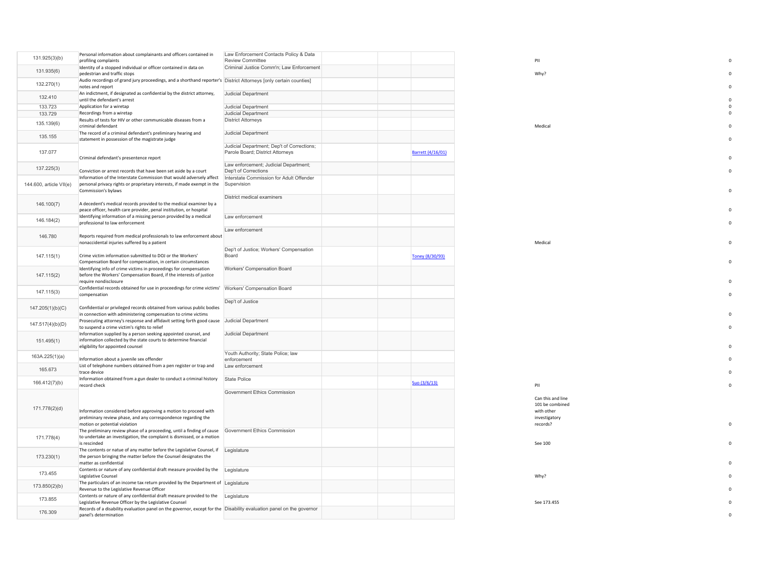| | | | | | | | |
|---|---|---|---|---|---|---|---|
| 131.925(3)(b) | Personal information about complainants and officers contained in profiling complaints | Law Enforcement Contacts Policy & Data Review Committee | | | | PII | 0 |
| 131.935(6) | Identity of a stopped individual or officer contained in data on pedestrian and traffic stops | Criminal Justice Comm'n; Law Enforcement | | | | Why? | 0 |
| 132.270(1) | Audio recordings of grand jury proceedings, and a shorthand reporter's notes and report | District Attorneys [only certain counties] | | | | | 0 |
| 132.410 | An indictment, if designated as confidential by the district attorney, until the defendant's arrest | Judicial Department | | | | | 0 |
| 133.723 | Application for a wiretap | Judicial Department | | | | | 0 |
| 133.729 | Recordings from a wiretap | Judicial Department | | | | | 0 |
| 135.139(6) | Results of tests for HIV or other communicable diseases from a criminal defendant | District Attorneys | | | | Medical | 0 |
| 135.155 | The record of a criminal defendant's preliminary hearing and statement in possession of the magistrate judge | Judicial Department | | | | | 0 |
| 137.077 | Criminal defendant's presentence report | Judicial Department; Dep't of Corrections; Parole Board; District Attorneys | | | Barrett (4/16/01) | | 0 |
| 137.225(3) | Conviction or arrest records that have been set aside by a court | Law enforcement; Judicial Department; Dep't of Corrections | | | | | 0 |
| 144.600, article VII(e) | Information of the Interstate Commission that would adversely affect personal privacy rights or proprietary interests, if made exempt in the Commission's bylaws | Interstate Commission for Adult Offender Supervision | | | | | 0 |
| 146.100(7) | A decedent's medical records provided to the medical examiner by a peace officer, health care provider, penal institution, or hospital | District medical examiners | | | | | 0 |
| 146.184(2) | Identifying information of a missing person provided by a medical professional to law enforcement | Law enforcement | | | | | 0 |
| 146.780 | Reports required from medical professionals to law enforcement about nonaccidental injuries suffered by a patient | Law enforcement | | | | Medical | 0 |
| 147.115(1) | Crime victim information submitted to DOJ or the Workers' Compensation Board for compensation, in certain circumstances | Dep't of Justice; Workers' Compensation Board | | | Toney (8/30/93) | | 0 |
| 147.115(2) | Identifying info of crime victims in proceedings for compensation before the Workers' Compensation Board, if the interests of justice require nondisclosure | Workers' Compensation Board | | | | | 0 |
| 147.115(3) | Confidential records obtained for use in proceedings for crime victims' compensation | Workers' Compensation Board | | | | | 0 |
| 147.205(1)(b)(C) | Confidential or privileged records obtained from various public bodies in connection with administering compensation to crime victims | Dep't of Justice | | | | | 0 |
| 147.517(4)(b)(D) | Prosecuting attorney's response and affidavit setting forth good cause to suspend a crime victim's rights to relief | Judicial Department | | | | | 0 |
| 151.495(1) | Information supplied by a person seeking appointed counsel, and information collected by the state courts to determine financial eligibility for appointed counsel | Judicial Department | | | | | 0 |
| 163A.225(1)(a) | Information about a juvenile sex offender | Youth Authority; State Police; law enforcement | | | | | 0 |
| 165.673 | List of telephone numbers obtained from a pen register or trap and trace device | Law enforcement | | | | | 0 |
| 166.412(7)(b) | Information obtained from a gun dealer to conduct a criminal history record check | State Police | | | Suo (3/6/13) | PII | 0 |
| 171.778(2)(d) | Information considered before approving a motion to proceed with preliminary review phase, and any correspondence regarding the motion or potential violation | Government Ethics Commission | | | | Can this and line 101 be combined with other investigatory records? | 0 |
| 171.778(4) | The preliminary review phase of a proceeding, until a finding of cause to undertake an investigation, the complaint is dismissed, or a motion is rescinded | Government Ethics Commission | | | | See 100 | 0 |
| 173.230(1) | The contents or natue of any matter before the Legislative Counsel, if the person bringing the matter before the Counsel designates the matter as confidential | Legislature | | | | | 0 |
| 173.455 | Contents or nature of any confidential draft measure provided by the Legislative Counsel | Legislature | | | | Why? | 0 |
| 173.850(2)(b) | The particulars of an income tax return provided by the Department of Revenue to the Legislative Revenue Officer | Legislature | | | | | 0 |
| 173.855 | Contents or nature of any confidential draft measure provided to the Legislative Revenue Officer by the Legislative Counsel | Legislature | | | | See 173.455 | 0 |
| 176.309 | Records of a disability evaluation panel on the governor, except for the panel's determination | Disability evaluation panel on the governor | | | | | 0 |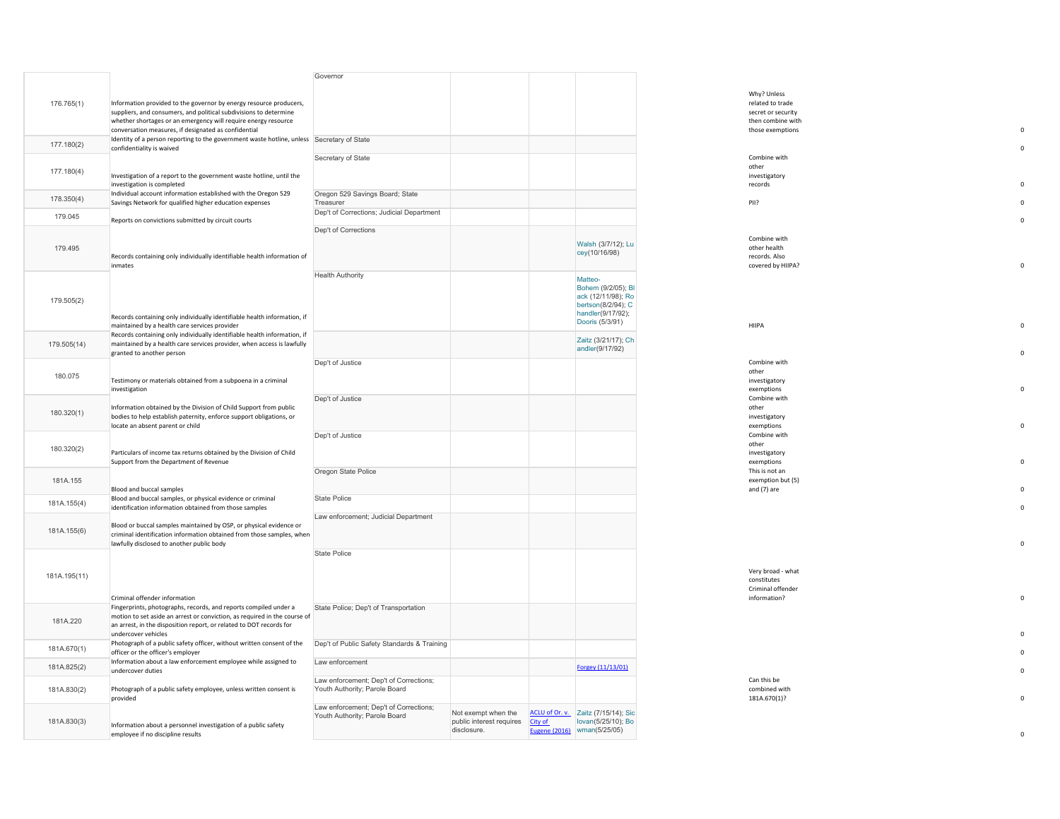| | | | | | | | |
|---|---|---|---|---|---|---|---|
| 176.765(1) | Information provided to the governor by energy resource producers, suppliers, and consumers, and political subdivisions to determine whether shortages or an emergency will require energy resource conversation measures, if designated as confidential | Governor | | | | Why? Unless related to trade secret or security then combine with those exemptions | 0 |
| 177.180(2) | Identity of a person reporting to the government waste hotline, unless confidentiality is waived | Secretary of State | | | | | 0 |
| 177.180(4) | Investigation of a report to the government waste hotline, until the investigation is completed | Secretary of State | | | | Combine with other investigatory records | 0 |
| 178.350(4) | Individual account information established with the Oregon 529 Savings Network for qualified higher education expenses | Oregon 529 Savings Board; State Treasurer | | | | PII? | 0 |
| 179.045 | Reports on convictions submitted by circuit courts | Dep't of Corrections; Judicial Department | | | | | 0 |
| 179.495 | Records containing only individually identifiable health information of inmates | Dep't of Corrections | | | Walsh (3/7/12); Lucey(10/16/98) | Combine with other health records. Also covered by HIIPA? | 0 |
| 179.505(2) | Records containing only individually identifiable health information, if maintained by a health care services provider | Health Authority | | | Matteo-Bohem (9/2/05); Black (12/11/98); Robertson(8/2/94); Chandler(9/17/92); Dooris (5/3/91) | HIIPA | 0 |
| 179.505(14) | Records containing only individually identifiable health information, if maintained by a health care services provider, when access is lawfully granted to another person | | | | Zaitz (3/21/17); Chandler(9/17/92) | | 0 |
| 180.075 | Testimony or materials obtained from a subpoena in a criminal investigation | Dep't of Justice | | | | Combine with other investigatory exemptions | 0 |
| 180.320(1) | Information obtained by the Division of Child Support from public bodies to help establish paternity, enforce support obligations, or locate an absent parent or child | Dep't of Justice | | | | Combine with other investigatory exemptions | 0 |
| 180.320(2) | Particulars of income tax returns obtained by the Division of Child Support from the Department of Revenue | Dep't of Justice | | | | Combine with other investigatory exemptions | 0 |
| 181A.155 | Blood and buccal samples | Oregon State Police | | | | This is not an exemption but (5) and (7) are | 0 |
| 181A.155(4) | Blood and buccal samples, or physical evidence or criminal identification information obtained from those samples | State Police | | | | | 0 |
| 181A.155(6) | Blood or buccal samples maintained by OSP, or physical evidence or criminal identification information obtained from those samples, when lawfully disclosed to another public body | Law enforcement; Judicial Department | | | | | 0 |
| 181A.195(11) | Criminal offender information | State Police | | | | Very broad - what constitutes Criminal offender information? | 0 |
| 181A.220 | Fingerprints, photographs, records, and reports compiled under a motion to set aside an arrest or conviction, as required in the course of an arrest, in the disposition report, or related to DOT records for undercover vehicles | State Police; Dep't of Transportation | | | | | 0 |
| 181A.670(1) | Photograph of a public safety officer, without written consent of the officer or the officer's employer | Dep't of Public Safety Standards & Training | | | | | 0 |
| 181A.825(2) | Information about a law enforcement employee while assigned to undercover duties | Law enforcement | | | Forgey (11/13/01) | | 0 |
| 181A.830(2) | Photograph of a public safety employee, unless written consent is provided | Law enforcement; Dep't of Corrections; Youth Authority; Parole Board | | | | Can this be combined with 181A.670(1)? | 0 |
| 181A.830(3) | Information about a personnel investigation of a public safety employee if no discipline results | Law enforcement; Dep't of Corrections; Youth Authority; Parole Board | Not exempt when the public interest requires disclosure. | ACLU of Or. v. City of Eugene (2016) | Zaitz (7/15/14); Sicilovan(5/25/10); Bowman(5/25/05) | | 0 |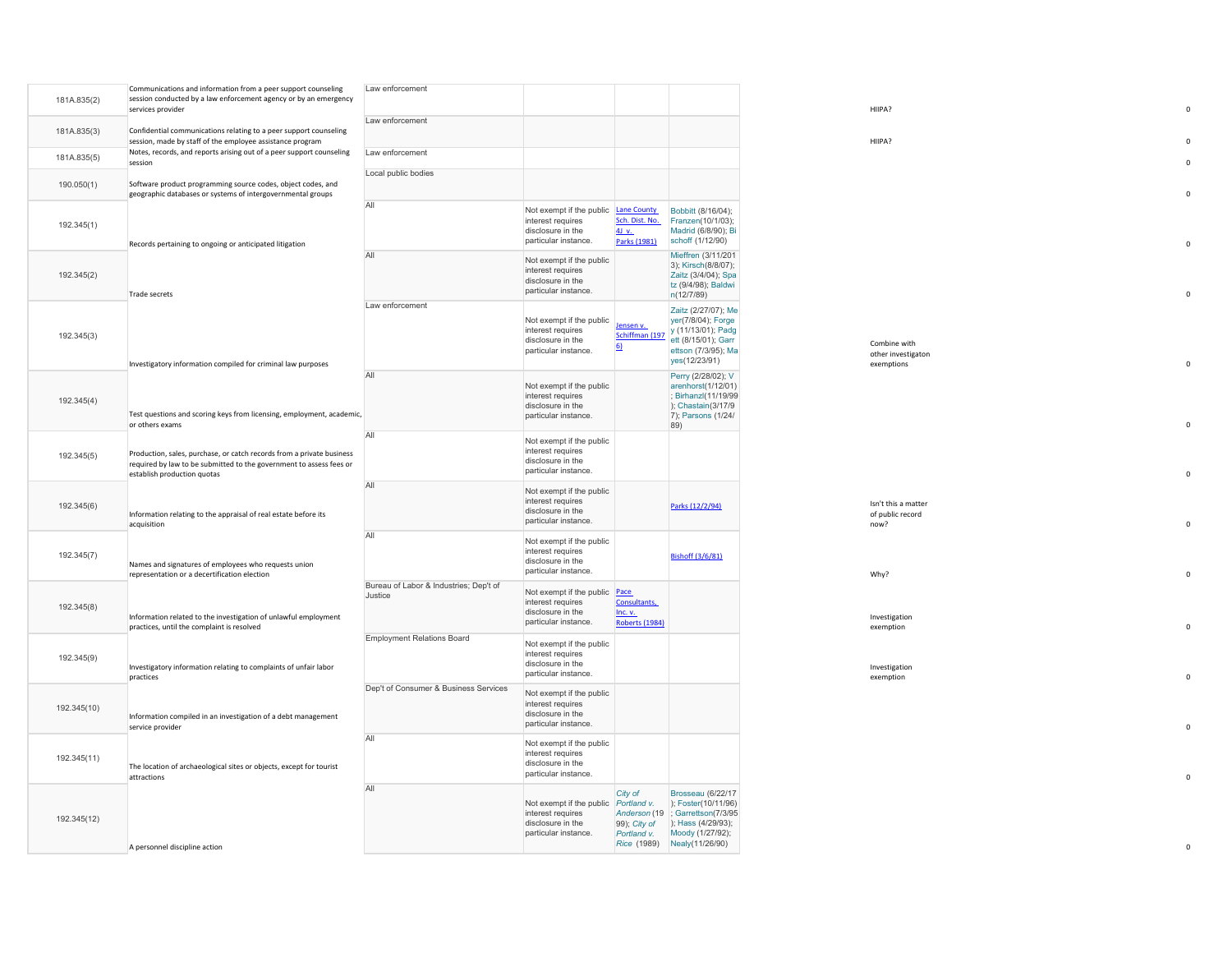| | | | | | | | |
|---|---|---|---|---|---|---|---|
| 181A.835(2) | Communications and information from a peer support counseling session conducted by a law enforcement agency or by an emergency services provider | Law enforcement | | | | HIIPA? | 0 |
| 181A.835(3) | Confidential communications relating to a peer support counseling session, made by staff of the employee assistance program | Law enforcement | | | | HIIPA? | 0 |
| 181A.835(5) | Notes, records, and reports arising out of a peer support counseling session | Law enforcement | | | | | 0 |
| 190.050(1) | Software product programming source codes, object codes, and geographic databases or systems of intergovernmental groups | Local public bodies | | | | | 0 |
| 192.345(1) | Records pertaining to ongoing or anticipated litigation | All | Not exempt if the public interest requires disclosure in the particular instance. | Lane County Sch. Dist. No. 4J v. Parks (1981) | Bobbitt (8/16/04); Franzen(10/1/03); Madrid (6/8/90); Bischoff (1/12/90) | | 0 |
| 192.345(2) | Trade secrets | All | Not exempt if the public interest requires disclosure in the particular instance. | | Mieffren (3/11/2013); Kirsch(8/8/07); Zaitz (3/4/04); Spatz (9/4/98); Baldwin(12/7/89) | | 0 |
| 192.345(3) | Investigatory information compiled for criminal law purposes | Law enforcement | Not exempt if the public interest requires disclosure in the particular instance. | Jensen v. Schiffman (1976) | Zaitz (2/27/07); Meyer(7/8/04); Forgey (11/13/01); Padgett (8/15/01); Garrettson (7/3/95); Mayes(12/23/91) | Combine with other investigaton exemptions | 0 |
| 192.345(4) | Test questions and scoring keys from licensing, employment, academic, or others exams | All | Not exempt if the public interest requires disclosure in the particular instance. | | Perry (2/28/02); Varenhorst(1/12/01); Birhanzl(11/19/99); Chastain(3/17/97); Parsons (1/24/89) | | 0 |
| 192.345(5) | Production, sales, purchase, or catch records from a private business required by law to be submitted to the government to assess fees or establish production quotas | All | Not exempt if the public interest requires disclosure in the particular instance. | | | | 0 |
| 192.345(6) | Information relating to the appraisal of real estate before its acquisition | All | Not exempt if the public interest requires disclosure in the particular instance. | | Parks (12/2/94) | Isn't this a matter of public record now? | 0 |
| 192.345(7) | Names and signatures of employees who requests union representation or a decertification election | All | Not exempt if the public interest requires disclosure in the particular instance. | | Bishoff (3/6/81) | Why? | 0 |
| 192.345(8) | Information related to the investigation of unlawful employment practices, until the complaint is resolved | Bureau of Labor & Industries; Dep't of Justice | Not exempt if the public interest requires disclosure in the particular instance. | Pace Consultants, Inc. v. Roberts (1984) | | Investigation exemption | 0 |
| 192.345(9) | Investigatory information relating to complaints of unfair labor practices | Employment Relations Board | Not exempt if the public interest requires disclosure in the particular instance. | | | Investigation exemption | 0 |
| 192.345(10) | Information compiled in an investigation of a debt management service provider | Dep't of Consumer & Business Services | Not exempt if the public interest requires disclosure in the particular instance. | | | | 0 |
| 192.345(11) | The location of archaeological sites or objects, except for tourist attractions | All | Not exempt if the public interest requires disclosure in the particular instance. | | | | 0 |
| 192.345(12) | A personnel discipline action | All | Not exempt if the public interest requires disclosure in the particular instance. | *City of Portland v. Anderson* (1999); *City of Portland v. Rice* (1989) | Brosseau (6/22/17); Foster(10/11/96); Garrettson(7/3/95); Hass (4/29/93); Moody (1/27/92); Nealy(11/26/90) | | 0 |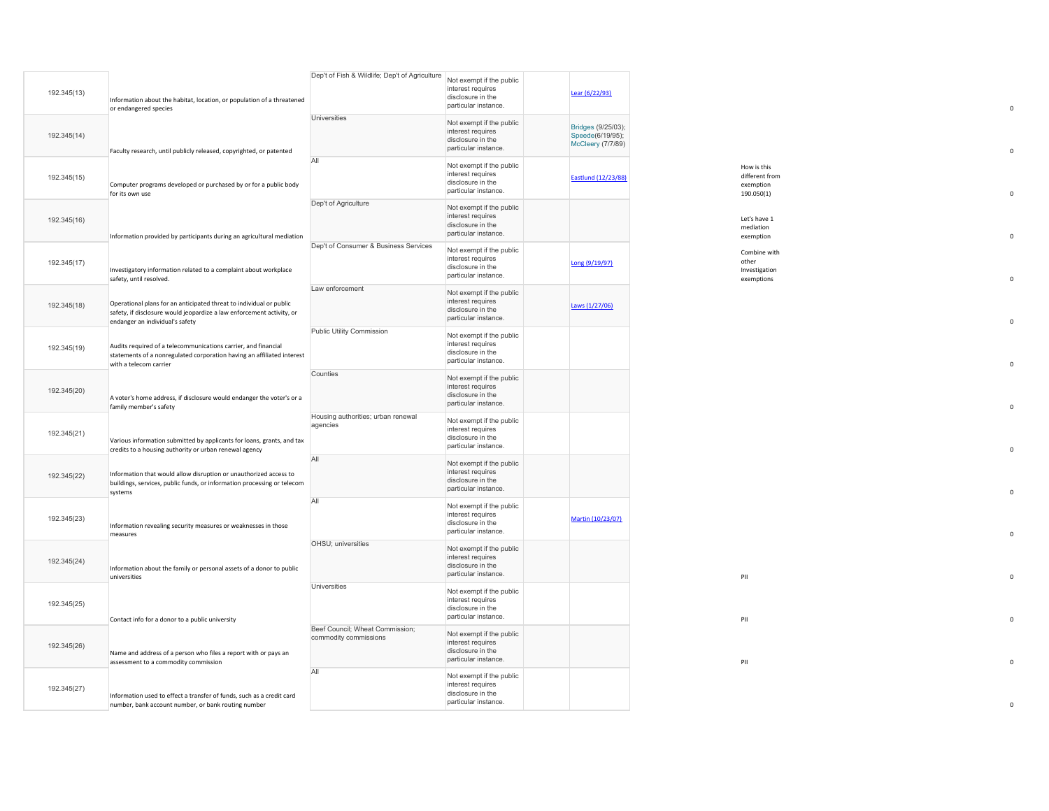| | | | | | | | |
|---|---|---|---|---|---|---|---|
| 192.345(13) | Information about the habitat, location, or population of a threatened or endangered species | Dep't of Fish & Wildlife; Dep't of Agriculture | Not exempt if the public interest requires disclosure in the particular instance. | | Lear (6/22/93) | | 0 |
| 192.345(14) | Faculty research, until publicly released, copyrighted, or patented | Universities | Not exempt if the public interest requires disclosure in the particular instance. | | Bridges (9/25/03); Speede(6/19/95); McCleery (7/7/89) | | 0 |
| 192.345(15) | Computer programs developed or purchased by or for a public body for its own use | All | Not exempt if the public interest requires disclosure in the particular instance. | | Eastlund (12/23/88) | How is this different from exemption 190.050(1) | 0 |
| 192.345(16) | Information provided by participants during an agricultural mediation | Dep't of Agriculture | Not exempt if the public interest requires disclosure in the particular instance. | | | Let's have 1 mediation exemption | 0 |
| 192.345(17) | Investigatory information related to a complaint about workplace safety, until resolved. | Dep't of Consumer & Business Services | Not exempt if the public interest requires disclosure in the particular instance. | | Long (9/19/97) | Combine with other Investigation exemptions | 0 |
| 192.345(18) | Operational plans for an anticipated threat to individual or public safety, if disclosure would jeopardize a law enforcement activity, or endanger an individual's safety | Law enforcement | Not exempt if the public interest requires disclosure in the particular instance. | | Laws (1/27/06) | | 0 |
| 192.345(19) | Audits required of a telecommunications carrier, and financial statements of a nonregulated corporation having an affiliated interest with a telecom carrier | Public Utility Commission | Not exempt if the public interest requires disclosure in the particular instance. | | | | 0 |
| 192.345(20) | A voter's home address, if disclosure would endanger the voter's or a family member's safety | Counties | Not exempt if the public interest requires disclosure in the particular instance. | | | | 0 |
| 192.345(21) | Various information submitted by applicants for loans, grants, and tax credits to a housing authority or urban renewal agency | Housing authorities; urban renewal agencies | Not exempt if the public interest requires disclosure in the particular instance. | | | | 0 |
| 192.345(22) | Information that would allow disruption or unauthorized access to buildings, services, public funds, or information processing or telecom systems | All | Not exempt if the public interest requires disclosure in the particular instance. | | | | 0 |
| 192.345(23) | Information revealing security measures or weaknesses in those measures | All | Not exempt if the public interest requires disclosure in the particular instance. | | Martin (10/23/07) | | 0 |
| 192.345(24) | Information about the family or personal assets of a donor to public universities | OHSU; universities | Not exempt if the public interest requires disclosure in the particular instance. | | | PII | 0 |
| 192.345(25) | Contact info for a donor to a public university | Universities | Not exempt if the public interest requires disclosure in the particular instance. | | | PII | 0 |
| 192.345(26) | Name and address of a person who files a report with or pays an assessment to a commodity commission | Beef Council; Wheat Commission; commodity commissions | Not exempt if the public interest requires disclosure in the particular instance. | | | PII | 0 |
| 192.345(27) | Information used to effect a transfer of funds, such as a credit card number, bank account number, or bank routing number | All | Not exempt if the public interest requires disclosure in the particular instance. | | | | 0 |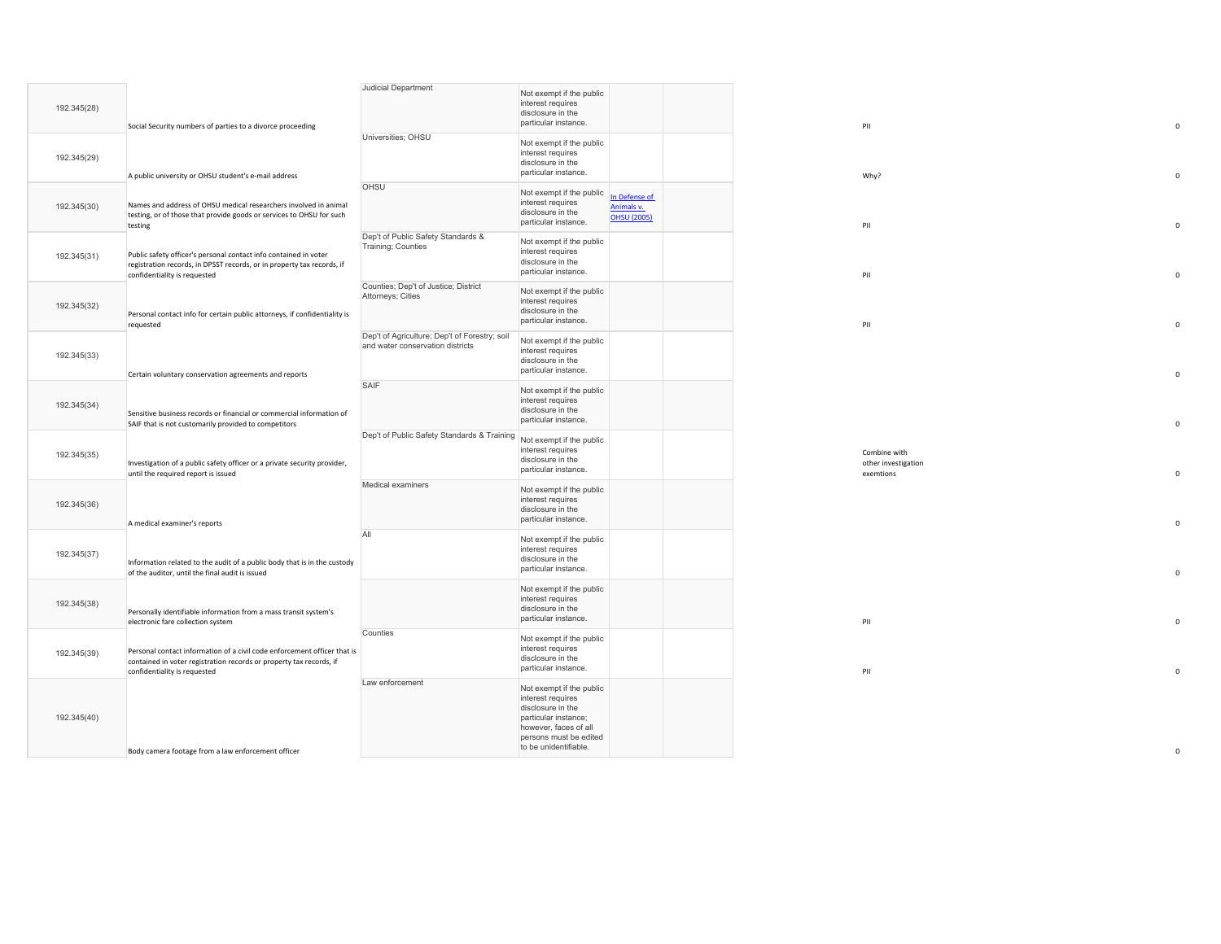| | | | | | | | | |
|---|---|---|---|---|---|---|---|---|
| 192.345(28) | Social Security numbers of parties to a divorce proceeding | Judicial Department | Not exempt if the public interest requires disclosure in the particular instance. | | | | PII | 0 |
| 192.345(29) | A public university or OHSU student's e-mail address | Universities; OHSU | Not exempt if the public interest requires disclosure in the particular instance. | | | | Why? | 0 |
| 192.345(30) | Names and address of OHSU medical researchers involved in animal testing, or of those that provide goods or services to OHSU for such testing | OHSU | Not exempt if the public interest requires disclosure in the particular instance. | In Defense of Animals v. OHSU (2005) | | | PII | 0 |
| 192.345(31) | Public safety officer's personal contact info contained in voter registration records, in DPSST records, or in property tax records, if confidentiality is requested | Dep't of Public Safety Standards & Training; Counties | Not exempt if the public interest requires disclosure in the particular instance. | | | | PII | 0 |
| 192.345(32) | Personal contact info for certain public attorneys, if confidentiality is requested | Counties; Dep't of Justice; District Attorneys; Cities | Not exempt if the public interest requires disclosure in the particular instance. | | | | PII | 0 |
| 192.345(33) | Certain voluntary conservation agreements and reports | Dep't of Agriculture; Dep't of Forestry; soil and water conservation districts | Not exempt if the public interest requires disclosure in the particular instance. | | | | | 0 |
| 192.345(34) | Sensitive business records or financial or commercial information of SAIF that is not customarily provided to competitors | SAIF | Not exempt if the public interest requires disclosure in the particular instance. | | | | | 0 |
| 192.345(35) | Investigation of a public safety officer or a private security provider, until the required report is issued | Dep't of Public Safety Standards & Training | Not exempt if the public interest requires disclosure in the particular instance. | | | | Combine with other investigation exemtions | 0 |
| 192.345(36) | A medical examiner's reports | Medical examiners | Not exempt if the public interest requires disclosure in the particular instance. | | | | | 0 |
| 192.345(37) | Information related to the audit of a public body that is in the custody of the auditor, until the final audit is issued | All | Not exempt if the public interest requires disclosure in the particular instance. | | | | | 0 |
| 192.345(38) | Personally identifiable information from a mass transit system's electronic fare collection system | | Not exempt if the public interest requires disclosure in the particular instance. | | | | PII | 0 |
| 192.345(39) | Personal contact information of a civil code enforcement officer that is contained in voter registration records or property tax records, if confidentiality is requested | Counties | Not exempt if the public interest requires disclosure in the particular instance. | | | | PII | 0 |
| 192.345(40) | Body camera footage from a law enforcement officer | Law enforcement | Not exempt if the public interest requires disclosure in the particular instance; however, faces of all persons must be edited to be unidentifiable. | | | | | 0 |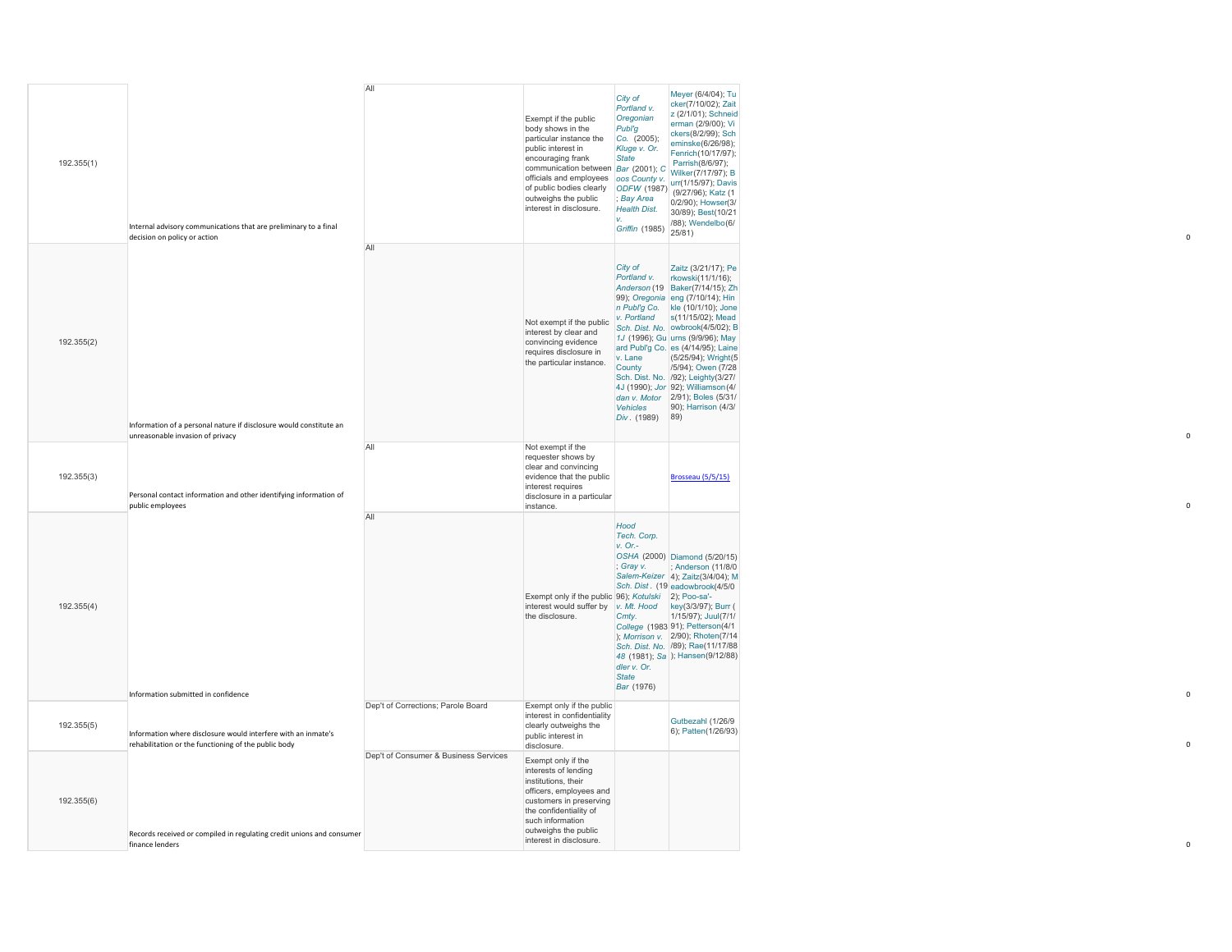| | | | | | | |
|---|---|---|---|---|---|---|
| 192.355(1) | Internal advisory communications that are preliminary to a final decision on policy or action | All | Exempt if the public body shows in the particular instance the public interest in encouraging frank communication between officials and employees of public bodies clearly outweighs the public interest in disclosure. | *City of Portland v. Oregonian Publ'g Co.* (2005); *Kluge v. Or. State Bar* (2001); *Coos County v. ODFW* (1987); *Bay Area Health Dist. v. Griffin* (1985) | Meyer (6/4/04); Tucker(7/10/02); Zaitz (2/1/01); Schneiderman (2/9/00); Vickers(8/2/99); Scheminske(6/26/98); Fenrich(10/17/97); Parrish(8/6/97); Wilker(7/17/97); Burr(1/15/97); Davis (9/27/96); Katz (10/2/90); Howser(3/30/89); Best(10/21/88); Wendelbo(6/25/81) | 0 |
| 192.355(2) | Information of a personal nature if disclosure would constitute an unreasonable invasion of privacy | All | Not exempt if the public interest by clear and convincing evidence requires disclosure in the particular instance. | *City of Portland v. Anderson* (1999); *Oregonian Publ'g Co. v. Portland Sch. Dist. No. 1J* (1996); *Guard Publ'g Co. v. Lane County Sch. Dist. No. 4J* (1990); *Jordan v. Motor Vehicles Div*. (1989) | Zaitz (3/21/17); Perkowski(11/1/16); Baker(7/14/15); Zheng (7/10/14); Hinkle (10/1/10); Jones(11/15/02); Meadowbrook(4/5/02); Burns (9/9/96); Mayes (4/14/95); Laine (5/25/94); Wright(5/5/94); Owen (7/28/92); Leighty(3/27/92); Williamson(4/2/91); Boles (5/31/90); Harrison (4/3/89) | 0 |
| 192.355(3) | Personal contact information and other identifying information of public employees | All | Not exempt if the requester shows by clear and convincing evidence that the public interest requires disclosure in a particular instance. | | Brosseau (5/5/15) | 0 |
| 192.355(4) | Information submitted in confidence | All | Exempt only if the public interest would suffer by the disclosure. | *Hood Tech. Corp. v. Or.-OSHA* (2000); *Gray v. Salem-Keizer Sch. Dist*. (1996); *Kotulski v. Mt. Hood Cmty. College* (1983); *Morrison v. Sch. Dist. No. 48* (1981); *Sadler v. Or. State Bar* (1976) | Diamond (5/20/15); Anderson (11/8/04); Zaitz(3/4/04); Meadowbrook(4/5/02); Poo-sa'-key(3/3/97); Burr (1/15/97); Juul(7/1/91); Petterson(4/12/90); Rhoten(7/14/89); Rae(11/17/88); Hansen(9/12/88) | 0 |
| 192.355(5) | Information where disclosure would interfere with an inmate's rehabilitation or the functioning of the public body | Dep't of Corrections; Parole Board | Exempt only if the public interest in confidentiality clearly outweighs the public interest in disclosure. | | Gutbezahl (1/26/96); Patten(1/26/93) | 0 |
| 192.355(6) | Records received or compiled in regulating credit unions and consumer finance lenders | Dep't of Consumer & Business Services | Exempt only if the interests of lending institutions, their officers, employees and customers in preserving the confidentiality of such information outweighs the public interest in disclosure. | | | 0 |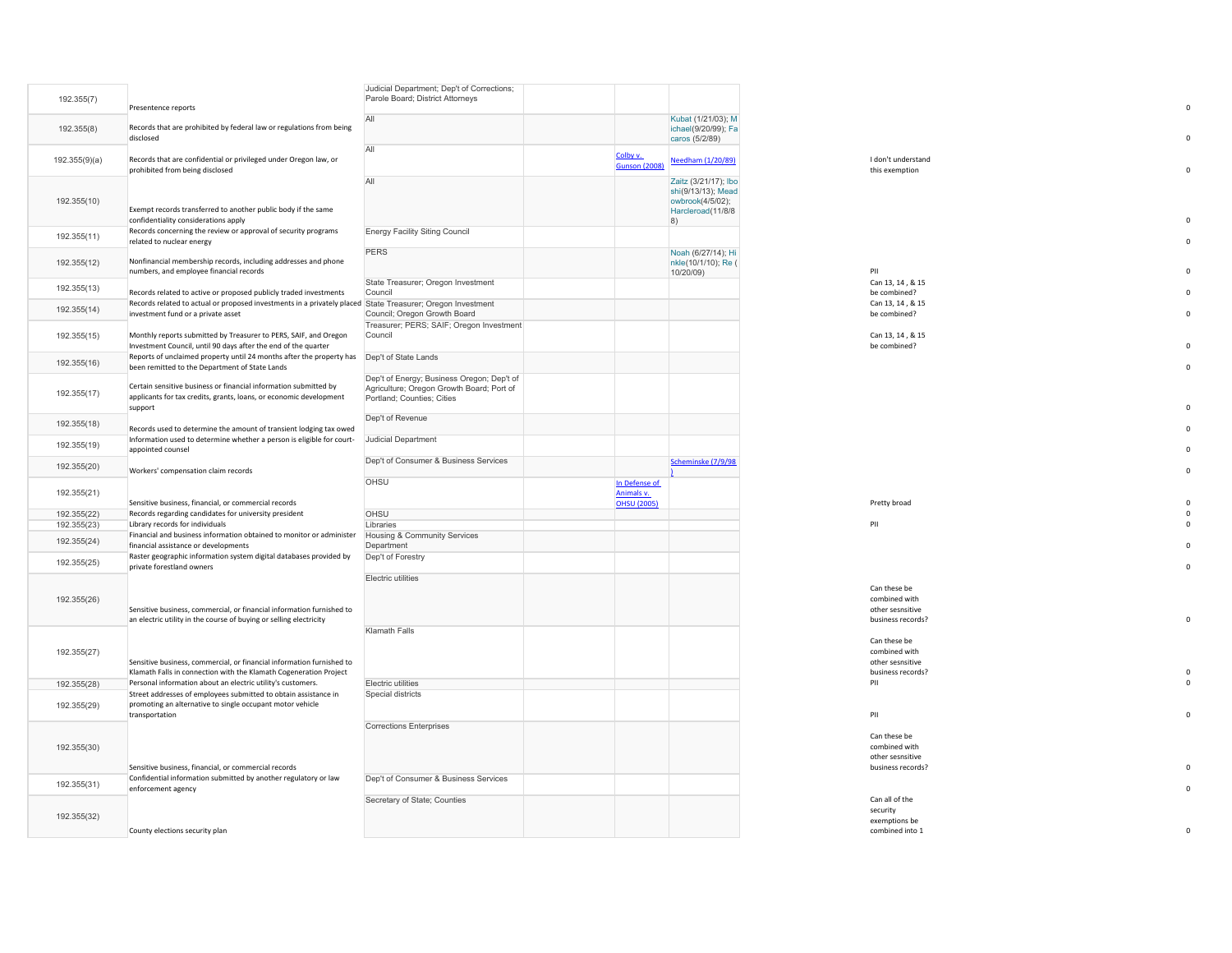| | | | | | | | |
|---|---|---|---|---|---|---|---|
| 192.355(7) | Presentence reports | Judicial Department; Dep't of Corrections; Parole Board; District Attorneys | | | | | 0 |
| 192.355(8) | Records that are prohibited by federal law or regulations from being disclosed | All | | | Kubat (1/21/03); Michael(9/20/99); Facaros (5/2/89) | | 0 |
| 192.355(9)(a) | Records that are confidential or privileged under Oregon law, or prohibited from being disclosed | All | | Colby v. Gunson (2008) | Needham (1/20/89) | I don't understand this exemption | 0 |
| 192.355(10) | Exempt records transferred to another public body if the same confidentiality considerations apply | All | | | Zaitz (3/21/17); Iboshi(9/13/13); Meadowbrook(4/5/02); Harcleroad(11/8/88) | | 0 |
| 192.355(11) | Records concerning the review or approval of security programs related to nuclear energy | Energy Facility Siting Council | | | | | 0 |
| 192.355(12) | Nonfinancial membership records, including addresses and phone numbers, and employee financial records | PERS | | | Noah (6/27/14); Hinkle(10/1/10); Re (10/20/09) | PII | 0 |
| 192.355(13) | Records related to active or proposed publicly traded investments | State Treasurer; Oregon Investment Council | | | | Can 13, 14 , & 15 be combined? | 0 |
| 192.355(14) | Records related to actual or proposed investments in a privately placed investment fund or a private asset | State Treasurer; Oregon Investment Council; Oregon Growth Board | | | | Can 13, 14 , & 15 be combined? | 0 |
| 192.355(15) | Monthly reports submitted by Treasurer to PERS, SAIF, and Oregon Investment Council, until 90 days after the end of the quarter | Treasurer; PERS; SAIF; Oregon Investment Council | | | | Can 13, 14 , & 15 be combined? | 0 |
| 192.355(16) | Reports of unclaimed property until 24 months after the property has been remitted to the Department of State Lands | Dep't of State Lands | | | | | 0 |
| 192.355(17) | Certain sensitive business or financial information submitted by applicants for tax credits, grants, loans, or economic development support | Dep't of Energy; Business Oregon; Dep't of Agriculture; Oregon Growth Board; Port of Portland; Counties; Cities | | | | | 0 |
| 192.355(18) | Records used to determine the amount of transient lodging tax owed | Dep't of Revenue | | | | | 0 |
| 192.355(19) | Information used to determine whether a person is eligible for court-appointed counsel | Judicial Department | | | | | 0 |
| 192.355(20) | Workers' compensation claim records | Dep't of Consumer & Business Services | | | Scheminske (7/9/98) | | 0 |
| 192.355(21) | Sensitive business, financial, or commercial records | OHSU | | In Defense of Animals v. OHSU (2005) | | Pretty broad | 0 |
| 192.355(22) | Records regarding candidates for university president | OHSU | | | | | 0 |
| 192.355(23) | Library records for individuals | Libraries | | | | PII | 0 |
| 192.355(24) | Financial and business information obtained to monitor or administer financial assistance or developments | Housing & Community Services Department | | | | | 0 |
| 192.355(25) | Raster geographic information system digital databases provided by private forestland owners | Dep't of Forestry | | | | | 0 |
| 192.355(26) | Sensitive business, commercial, or financial information furnished to an electric utility in the course of buying or selling electricity | Electric utilities | | | | Can these be combined with other sesnsitive business records? | 0 |
| 192.355(27) | Sensitive business, commercial, or financial information furnished to Klamath Falls in connection with the Klamath Cogeneration Project | Klamath Falls | | | | Can these be combined with other sesnsitive business records? | 0 |
| 192.355(28) | Personal information about an electric utility's customers. | Electric utilities | | | | PII | 0 |
| 192.355(29) | Street addresses of employees submitted to obtain assistance in promoting an alternative to single occupant motor vehicle transportation | Special districts | | | | PII | 0 |
| 192.355(30) | Sensitive business, financial, or commercial records | Corrections Enterprises | | | | Can these be combined with other sesnsitive business records? | 0 |
| 192.355(31) | Confidential information submitted by another regulatory or law enforcement agency | Dep't of Consumer & Business Services | | | | | 0 |
| 192.355(32) | County elections security plan | Secretary of State; Counties | | | | Can all of the security exemptions be combined into 1 | 0 |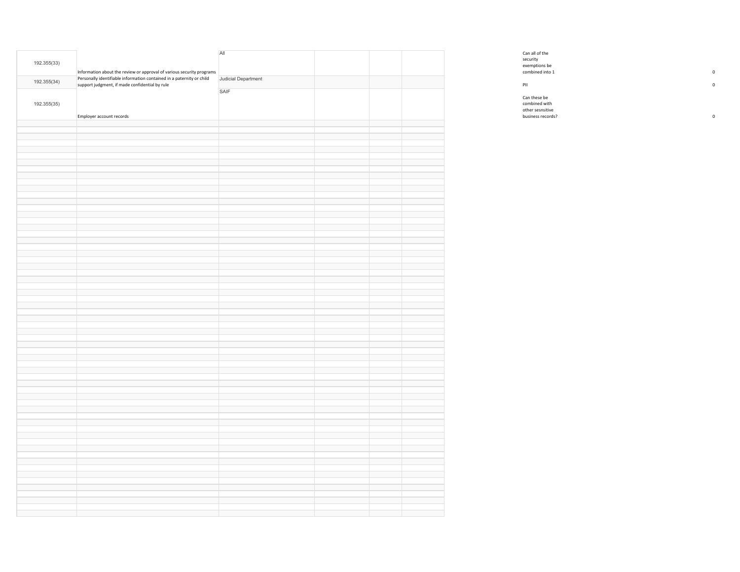| | | | | | |
|---|---|---|---|---|---|
| 192.355(33) | Information about the review or approval of various security programs | All | | | |
| 192.355(34) | Personally identifiable information contained in a paternity or child support judgment, if made confidential by rule | Judicial Department | | | |
| 192.355(35) | Employer account records | SAIF | | | |

| | |
|---|---|
| Can all of the security exemptions be combined into 1 | 0 |
| PII | 0 |
| Can these be combined with other sesnsitive business records? | 0 |